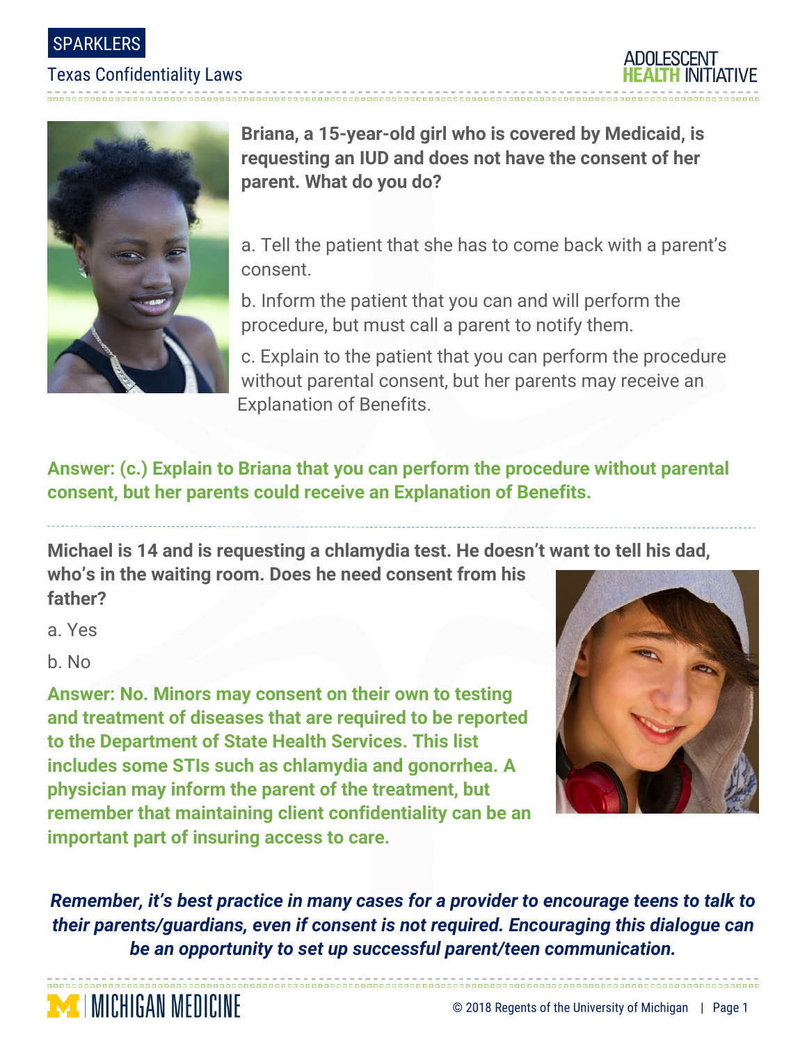SPARKLERS

Texas Confidentiality Laws

ADOLESCENT HEALTH INITIATIVE

**Briana, a 15-year-old girl who is covered by Medicaid, is requesting an IUD and does not have the consent of her parent. What do you do?**

a. Tell the patient that she has to come back with a parent's consent.

b. Inform the patient that you can and will perform the procedure, but must call a parent to notify them.

c. Explain to the patient that you can perform the procedure without parental consent, but her parents may receive an Explanation of Benefits.

**Answer: (c.) Explain to Briana that you can perform the procedure without parental consent, but her parents could receive an Explanation of Benefits.**

---

**Michael is 14 and is requesting a chlamydia test. He doesn't want to tell his dad, who's in the waiting room. Does he need consent from his father?**

a. Yes

b. No

**Answer: No. Minors may consent on their own to testing and treatment of diseases that are required to be reported to the Department of State Health Services. This list includes some STIs such as chlamydia and gonorrhea. A physician may inform the parent of the treatment, but remember that maintaining client confidentiality can be an important part of insuring access to care.**

***Remember, it's best practice in many cases for a provider to encourage teens to talk to their parents/guardians, even if consent is not required. Encouraging this dialogue can be an opportunity to set up successful parent/teen communication.***

MICHIGAN MEDICINE

© 2018 Regents of the University of Michigan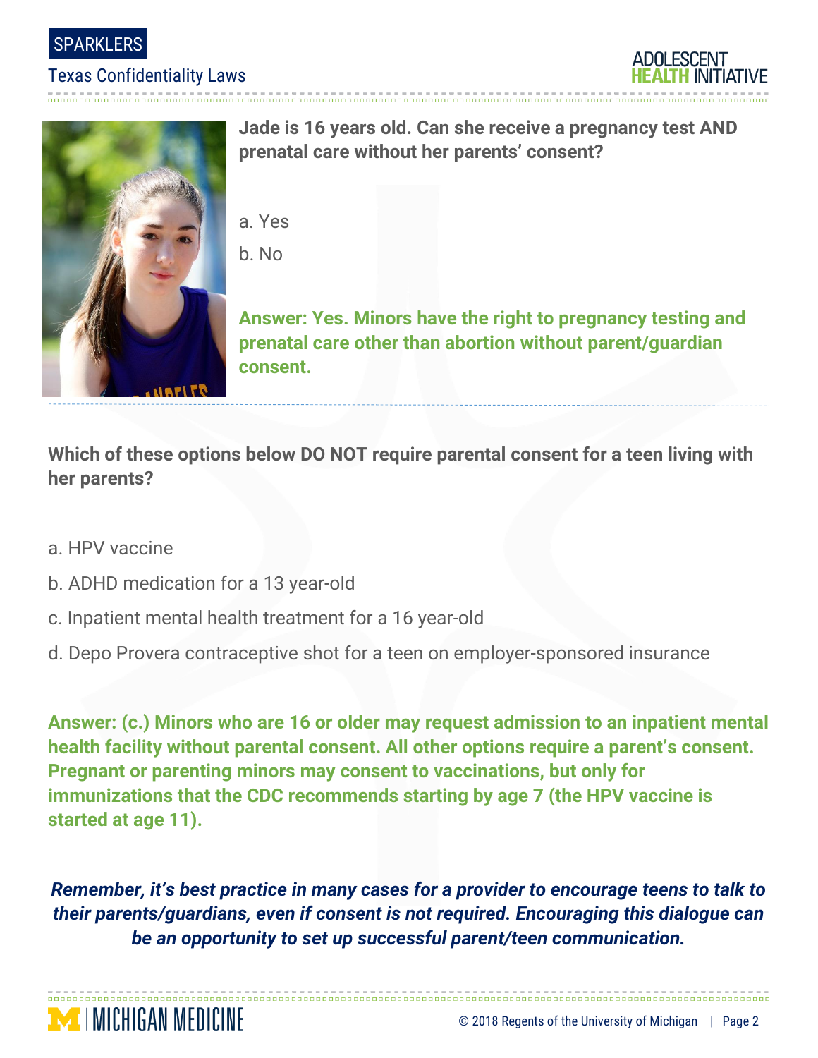**Jade is 16 years old. Can she receive a pregnancy test AND prenatal care without her parents' consent?**

a. Yes

b. No

**Answer: Yes. Minors have the right to pregnancy testing and prenatal care other than abortion without parent/guardian consent.**

**Which of these options below DO NOT require parental consent for a teen living with her parents?**

a. HPV vaccine

b. ADHD medication for a 13 year-old

c. Inpatient mental health treatment for a 16 year-old

d. Depo Provera contraceptive shot for a teen on employer-sponsored insurance

**Answer: (c.) Minors who are 16 or older may request admission to an inpatient mental health facility without parental consent. All other options require a parent's consent. Pregnant or parenting minors may consent to vaccinations, but only for immunizations that the CDC recommends starting by age 7 (the HPV vaccine is started at age 11).**

***Remember, it's best practice in many cases for a provider to encourage teens to talk to their parents/guardians, even if consent is not required. Encouraging this dialogue can be an opportunity to set up successful parent/teen communication.***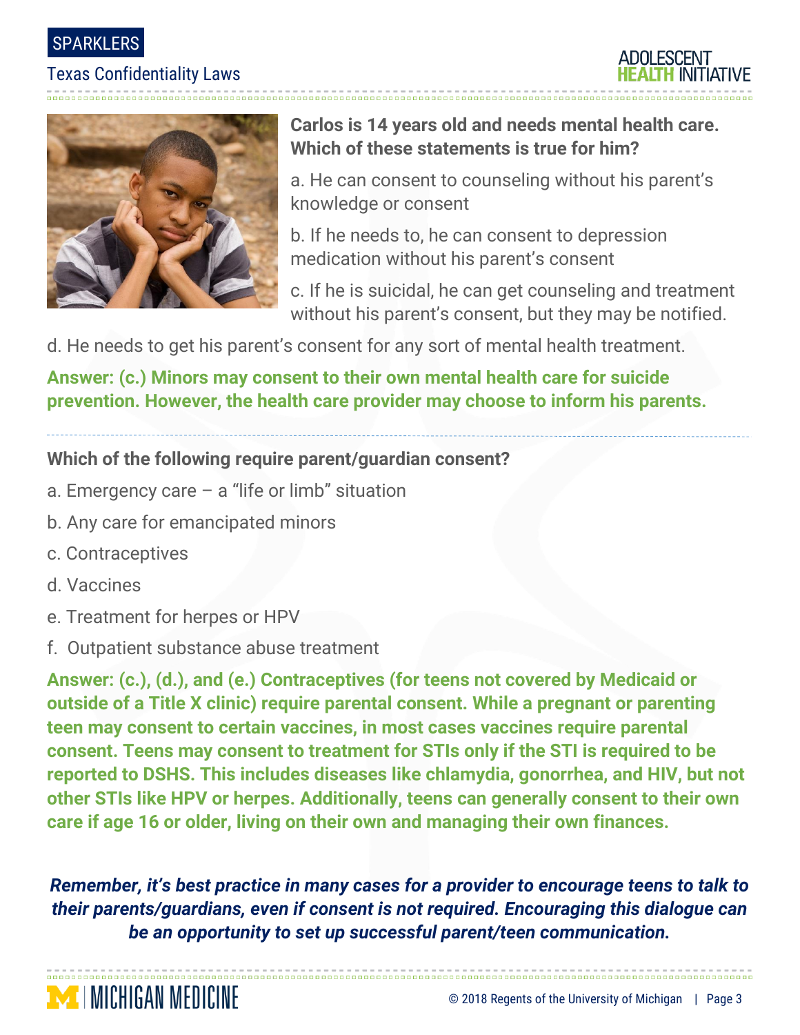**Carlos is 14 years old and needs mental health care. Which of these statements is true for him?**

a. He can consent to counseling without his parent's knowledge or consent

b. If he needs to, he can consent to depression medication without his parent's consent

c. If he is suicidal, he can get counseling and treatment without his parent's consent, but they may be notified.

d. He needs to get his parent's consent for any sort of mental health treatment.

**Answer: (c.) Minors may consent to their own mental health care for suicide prevention. However, the health care provider may choose to inform his parents.**

---

**Which of the following require parent/guardian consent?**

a. Emergency care – a "life or limb" situation

b. Any care for emancipated minors

c. Contraceptives

d. Vaccines

e. Treatment for herpes or HPV

f. Outpatient substance abuse treatment

**Answer: (c.), (d.), and (e.) Contraceptives (for teens not covered by Medicaid or outside of a Title X clinic) require parental consent. While a pregnant or parenting teen may consent to certain vaccines, in most cases vaccines require parental consent. Teens may consent to treatment for STIs only if the STI is required to be reported to DSHS. This includes diseases like chlamydia, gonorrhea, and HIV, but not other STIs like HPV or herpes. Additionally, teens can generally consent to their own care if age 16 or older, living on their own and managing their own finances.**

***Remember, it's best practice in many cases for a provider to encourage teens to talk to their parents/guardians, even if consent is not required. Encouraging this dialogue can be an opportunity to set up successful parent/teen communication.***